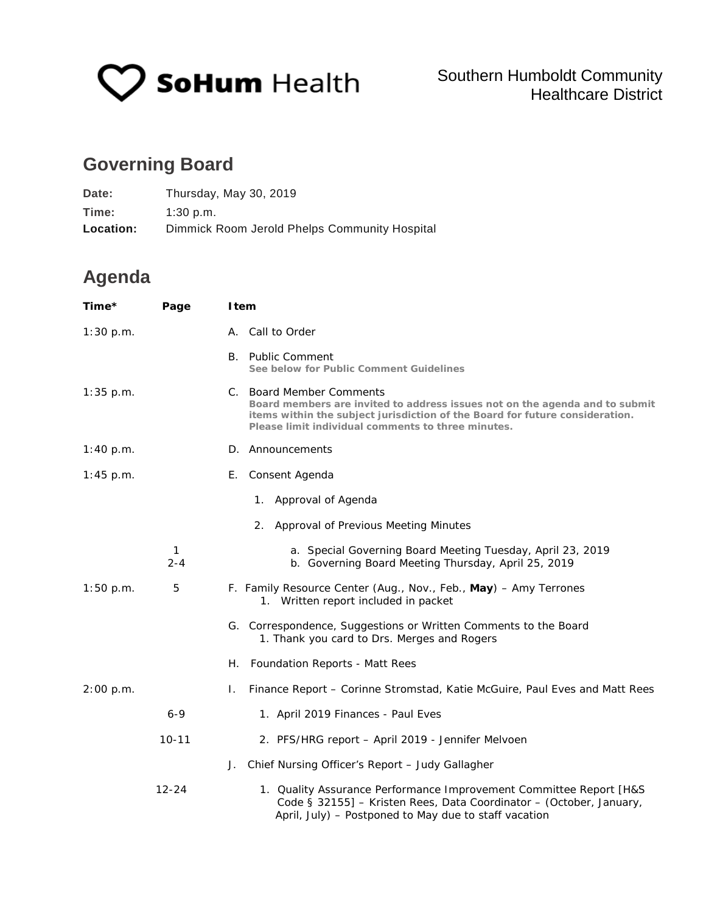SoHum Health

Southern Humboldt Community Healthcare District

## Governing Board

**Date:** Thursday, May 30, 2019
**Time:** 1:30 p.m.
**Location:** Dimmick Room Jerold Phelps Community Hospital

## Agenda

| Time* | Page | Item |
| --- | --- | --- |
| 1:30 p.m. | | A. Call to Order |
| | | B. Public Comment<br>**See below for Public Comment Guidelines** |
| 1:35 p.m. | | C. Board Member Comments<br>**Board members are invited to address issues not on the agenda and to submit items within the subject jurisdiction of the Board for future consideration. Please limit individual comments to three minutes.** |
| 1:40 p.m. | | D. Announcements |
| 1:45 p.m. | | E. Consent Agenda |
| | | 1. Approval of Agenda |
| | | 2. Approval of Previous Meeting Minutes |
| | 1 | a. Special Governing Board Meeting Tuesday, April 23, 2019 |
| | 2-4 | b. Governing Board Meeting Thursday, April 25, 2019 |
| 1:50 p.m. | 5 | F. Family Resource Center (Aug., Nov., Feb., **May**) – Amy Terrones<br>1. Written report included in packet |
| | | G. Correspondence, Suggestions or Written Comments to the Board<br>1. Thank you card to Drs. Merges and Rogers |
| | | H. Foundation Reports - Matt Rees |
| 2:00 p.m. | | I. Finance Report – Corinne Stromstad, Katie McGuire, Paul Eves and Matt Rees |
| | 6-9 | 1. April 2019 Finances - Paul Eves |
| | 10-11 | 2. PFS/HRG report – April 2019 - Jennifer Melvoen |
| | | J. Chief Nursing Officer's Report – Judy Gallagher |
| | 12-24 | 1. Quality Assurance Performance Improvement Committee Report [H&S Code § 32155] – Kristen Rees, Data Coordinator – (October, January, April, July) – Postponed to May due to staff vacation |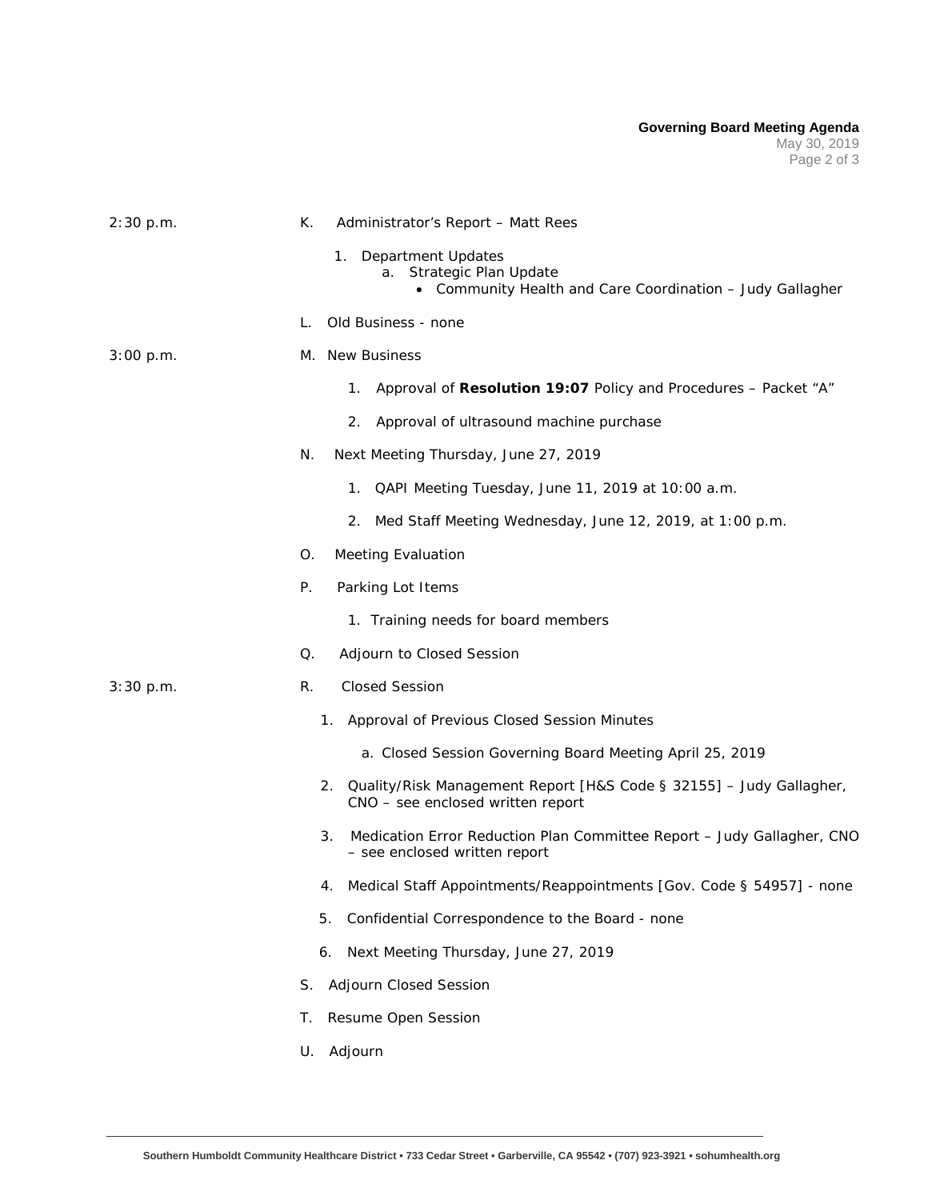2:30 p.m. K. Administrator's Report – Matt Rees

1. Department Updates
   a. Strategic Plan Update
      - Community Health and Care Coordination – Judy Gallagher

L. Old Business - none

3:00 p.m. M. New Business

1. Approval of **Resolution 19:07** Policy and Procedures – Packet "A"
2. Approval of ultrasound machine purchase

N. Next Meeting Thursday, June 27, 2019

1. QAPI Meeting Tuesday, June 11, 2019 at 10:00 a.m.
2. Med Staff Meeting Wednesday, June 12, 2019, at 1:00 p.m.

O. Meeting Evaluation

P. Parking Lot Items

1. Training needs for board members

Q. Adjourn to Closed Session

3:30 p.m. R. Closed Session

1. Approval of Previous Closed Session Minutes
   a. Closed Session Governing Board Meeting April 25, 2019
2. Quality/Risk Management Report [H&S Code § 32155] – Judy Gallagher, CNO – see enclosed written report
3. Medication Error Reduction Plan Committee Report – Judy Gallagher, CNO – see enclosed written report
4. Medical Staff Appointments/Reappointments [Gov. Code § 54957] - none
5. Confidential Correspondence to the Board - none
6. Next Meeting Thursday, June 27, 2019

S. Adjourn Closed Session

T. Resume Open Session

U. Adjourn

Southern Humboldt Community Healthcare District • 733 Cedar Street • Garberville, CA 95542 • (707) 923-3921 • sohumhealth.org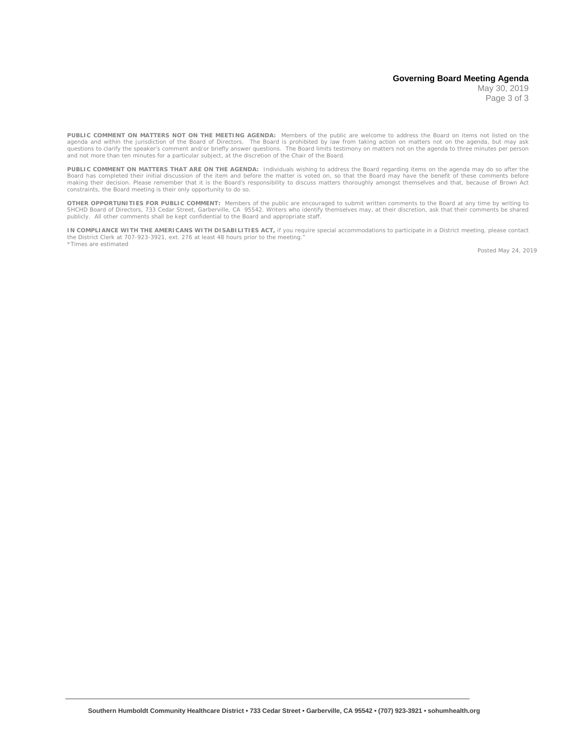**PUBLIC COMMENT ON MATTERS NOT ON THE MEETING AGENDA:** Members of the public are welcome to address the Board on items not listed on the agenda and within the jurisdiction of the Board of Directors. The Board is prohibited by law from taking action on matters not on the agenda, but may ask questions to clarify the speaker's comment and/or briefly answer questions. The Board limits testimony on matters not on the agenda to three minutes per person and not more than ten minutes for a particular subject, at the discretion of the Chair of the Board.

**PUBLIC COMMENT ON MATTERS THAT ARE ON THE AGENDA:** Individuals wishing to address the Board regarding items on the agenda may do so after the Board has completed their initial discussion of the item and before the matter is voted on, so that the Board may have the benefit of these comments before making their decision. Please remember that it is the Board's responsibility to discuss matters thoroughly amongst themselves and that, because of Brown Act constraints, the Board meeting is their only opportunity to do so.

**OTHER OPPORTUNITIES FOR PUBLIC COMMENT:** Members of the public are encouraged to submit written comments to the Board at any time by writing to SHCHD Board of Directors, 733 Cedar Street, Garberville, CA 95542. Writers who identify themselves may, at their discretion, ask that their comments be shared publicly. All other comments shall be kept confidential to the Board and appropriate staff.

**IN COMPLIANCE WITH THE AMERICANS WITH DISABILITIES ACT,** if you require special accommodations to participate in a District meeting, please contact the District Clerk at 707-923-3921, ext. 276 at least 48 hours prior to the meeting."

*Times are estimated

Posted May 24, 2019